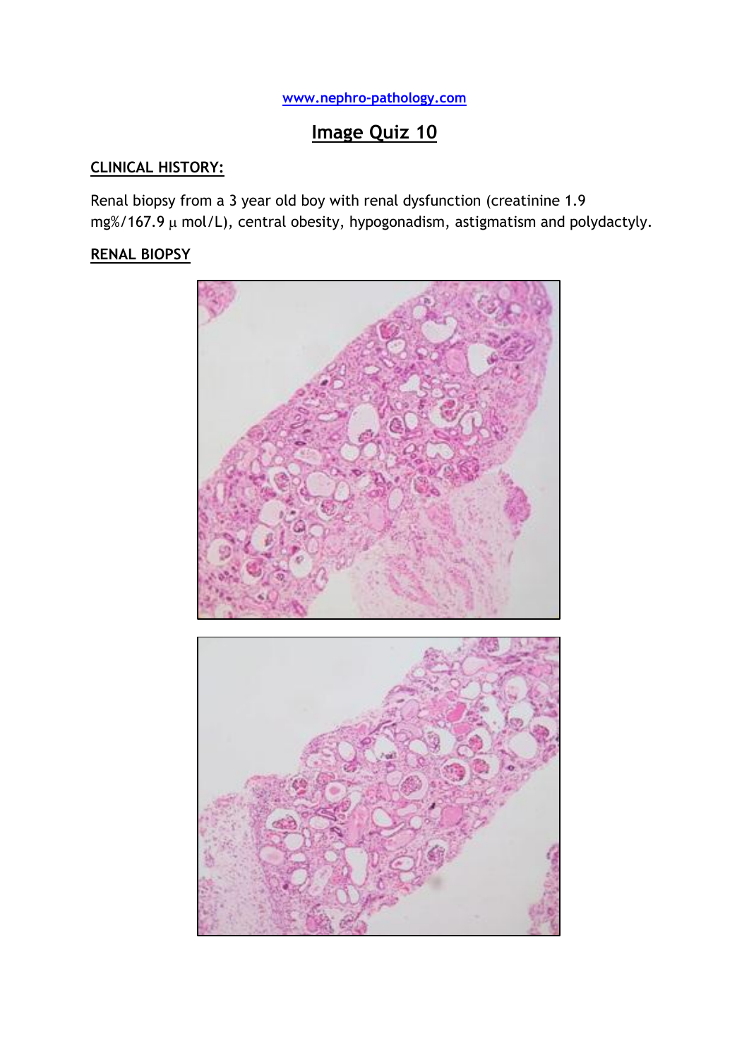www.nephro-pathology.com

# Image Quiz 10

## CLINICAL HISTORY:

Renal biopsy from a 3 year old boy with renal dysfunction (creatinine 1.9 mg%/167.9 μ mol/L), central obesity, hypogonadism, astigmatism and polydactyly.

## RENAL BIOPSY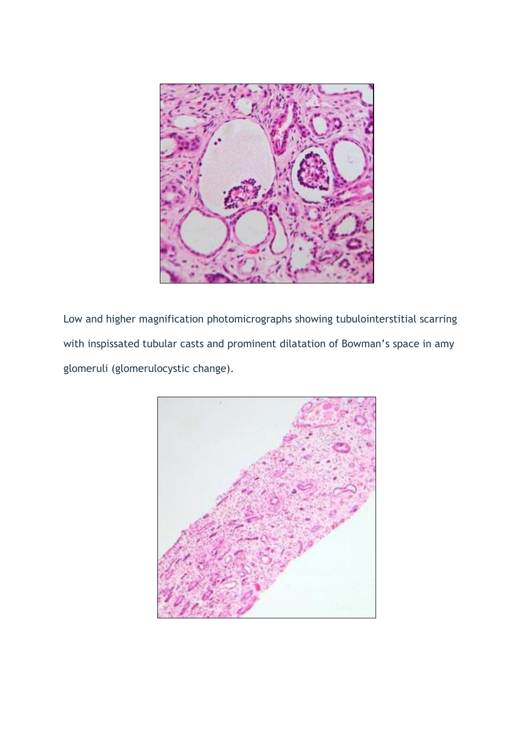Low and higher magnification photomicrographs showing tubulointerstitial scarring with inspissated tubular casts and prominent dilatation of Bowman's space in amy glomeruli (glomerulocystic change).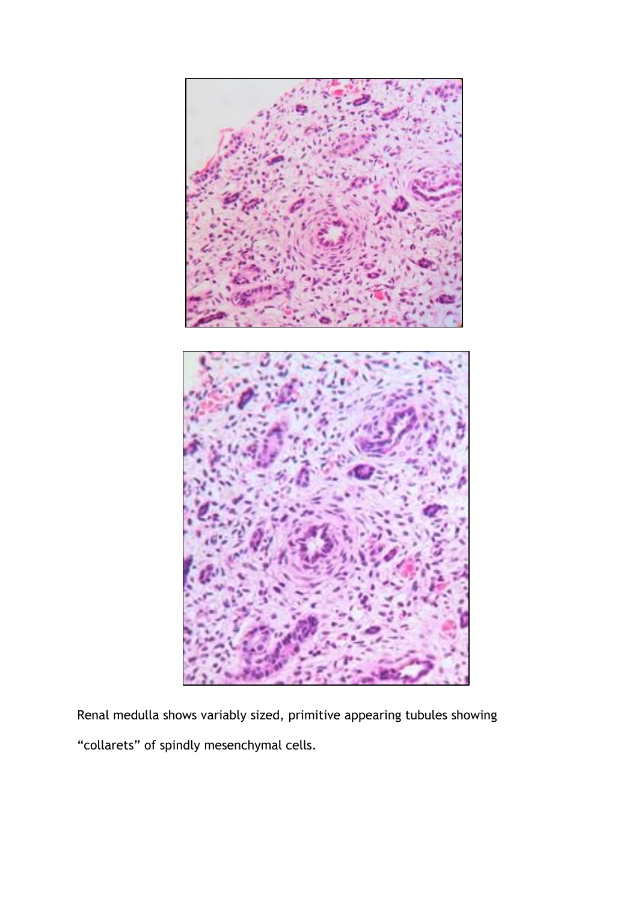Renal medulla shows variably sized, primitive appearing tubules showing “collarets” of spindly mesenchymal cells.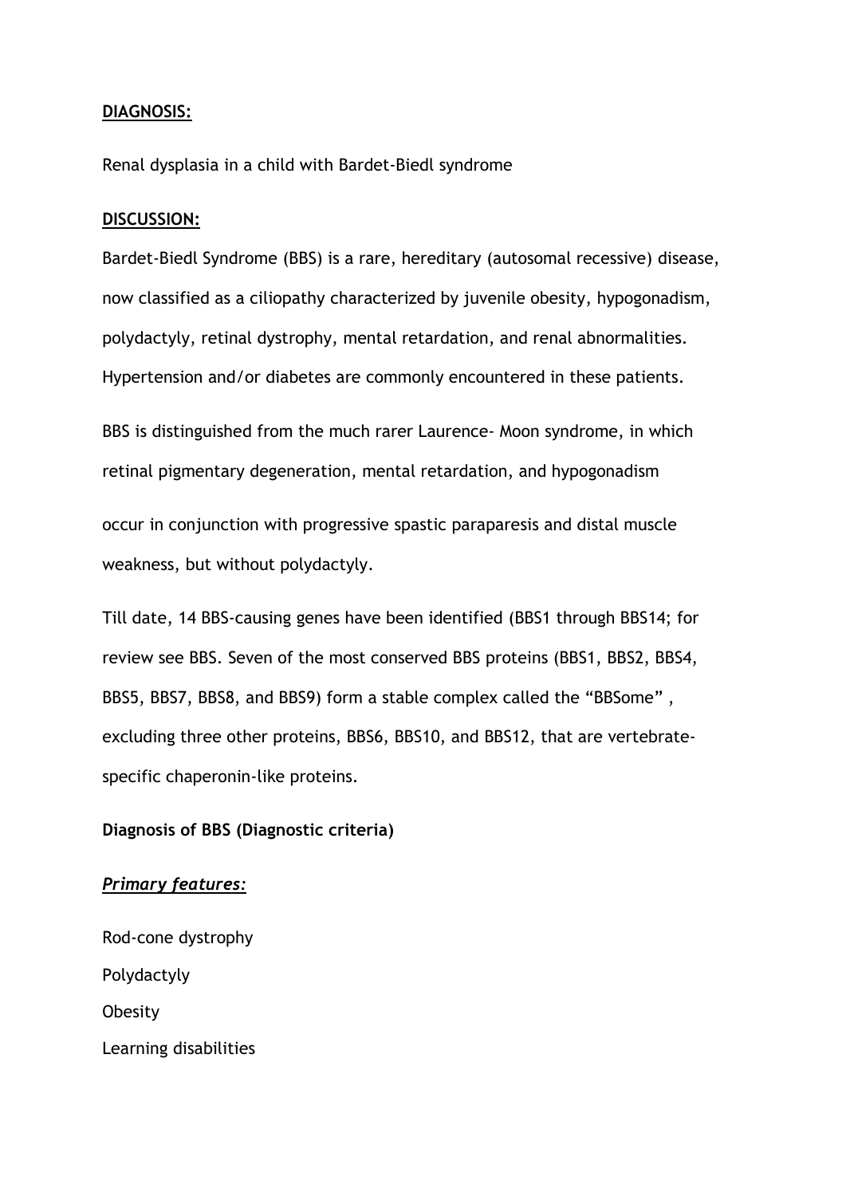**DIAGNOSIS:**

Renal dysplasia in a child with Bardet-Biedl syndrome

**DISCUSSION:**

Bardet-Biedl Syndrome (BBS) is a rare, hereditary (autosomal recessive) disease, now classified as a ciliopathy characterized by juvenile obesity, hypogonadism, polydactyly, retinal dystrophy, mental retardation, and renal abnormalities. Hypertension and/or diabetes are commonly encountered in these patients.

BBS is distinguished from the much rarer Laurence- Moon syndrome, in which retinal pigmentary degeneration, mental retardation, and hypogonadism

occur in conjunction with progressive spastic paraparesis and distal muscle weakness, but without polydactyly.

Till date, 14 BBS-causing genes have been identified (BBS1 through BBS14; for review see BBS. Seven of the most conserved BBS proteins (BBS1, BBS2, BBS4, BBS5, BBS7, BBS8, and BBS9) form a stable complex called the "BBSome" , excluding three other proteins, BBS6, BBS10, and BBS12, that are vertebrate-specific chaperonin-like proteins.

**Diagnosis of BBS (Diagnostic criteria)**

***Primary features:***

Rod-cone dystrophy

Polydactyly

Obesity

Learning disabilities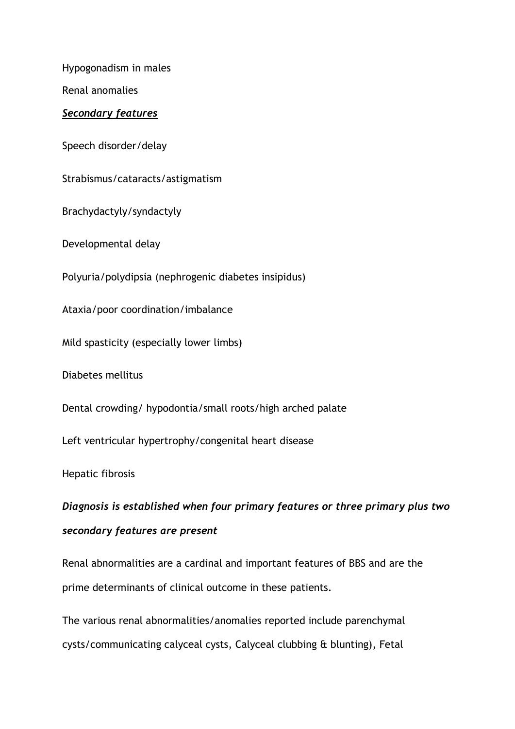Hypogonadism in males

Renal anomalies

***Secondary features***

Speech disorder/delay

Strabismus/cataracts/astigmatism

Brachydactyly/syndactyly

Developmental delay

Polyuria/polydipsia (nephrogenic diabetes insipidus)

Ataxia/poor coordination/imbalance

Mild spasticity (especially lower limbs)

Diabetes mellitus

Dental crowding/ hypodontia/small roots/high arched palate

Left ventricular hypertrophy/congenital heart disease

Hepatic fibrosis

***Diagnosis is established when four primary features or three primary plus two secondary features are present***

Renal abnormalities are a cardinal and important features of BBS and are the prime determinants of clinical outcome in these patients.

The various renal abnormalities/anomalies reported include parenchymal cysts/communicating calyceal cysts, Calyceal clubbing & blunting), Fetal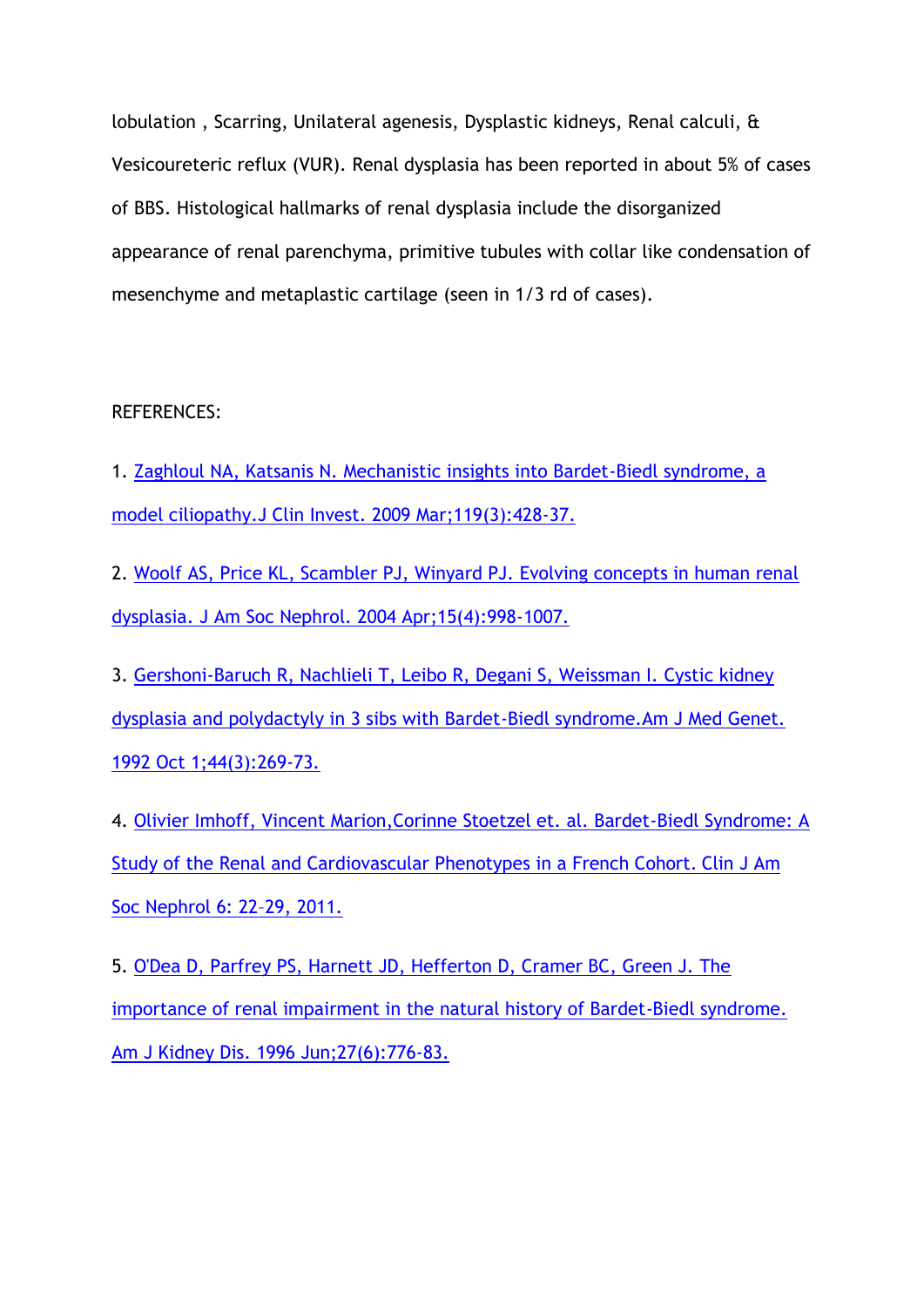lobulation , Scarring, Unilateral agenesis, Dysplastic kidneys, Renal calculi, & Vesicoureteric reflux (VUR). Renal dysplasia has been reported in about 5% of cases of BBS. Histological hallmarks of renal dysplasia include the disorganized appearance of renal parenchyma, primitive tubules with collar like condensation of mesenchyme and metaplastic cartilage (seen in 1/3 rd of cases).

REFERENCES:

1. Zaghloul NA, Katsanis N. Mechanistic insights into Bardet-Biedl syndrome, a model ciliopathy.J Clin Invest. 2009 Mar;119(3):428-37.

2. Woolf AS, Price KL, Scambler PJ, Winyard PJ. Evolving concepts in human renal dysplasia. J Am Soc Nephrol. 2004 Apr;15(4):998-1007.

3. Gershoni-Baruch R, Nachlieli T, Leibo R, Degani S, Weissman I. Cystic kidney dysplasia and polydactyly in 3 sibs with Bardet-Biedl syndrome.Am J Med Genet. 1992 Oct 1;44(3):269-73.

4. Olivier Imhoff, Vincent Marion,Corinne Stoetzel et. al. Bardet-Biedl Syndrome: A Study of the Renal and Cardiovascular Phenotypes in a French Cohort. Clin J Am Soc Nephrol 6: 22–29, 2011.

5. O'Dea D, Parfrey PS, Harnett JD, Hefferton D, Cramer BC, Green J. The importance of renal impairment in the natural history of Bardet-Biedl syndrome. Am J Kidney Dis. 1996 Jun;27(6):776-83.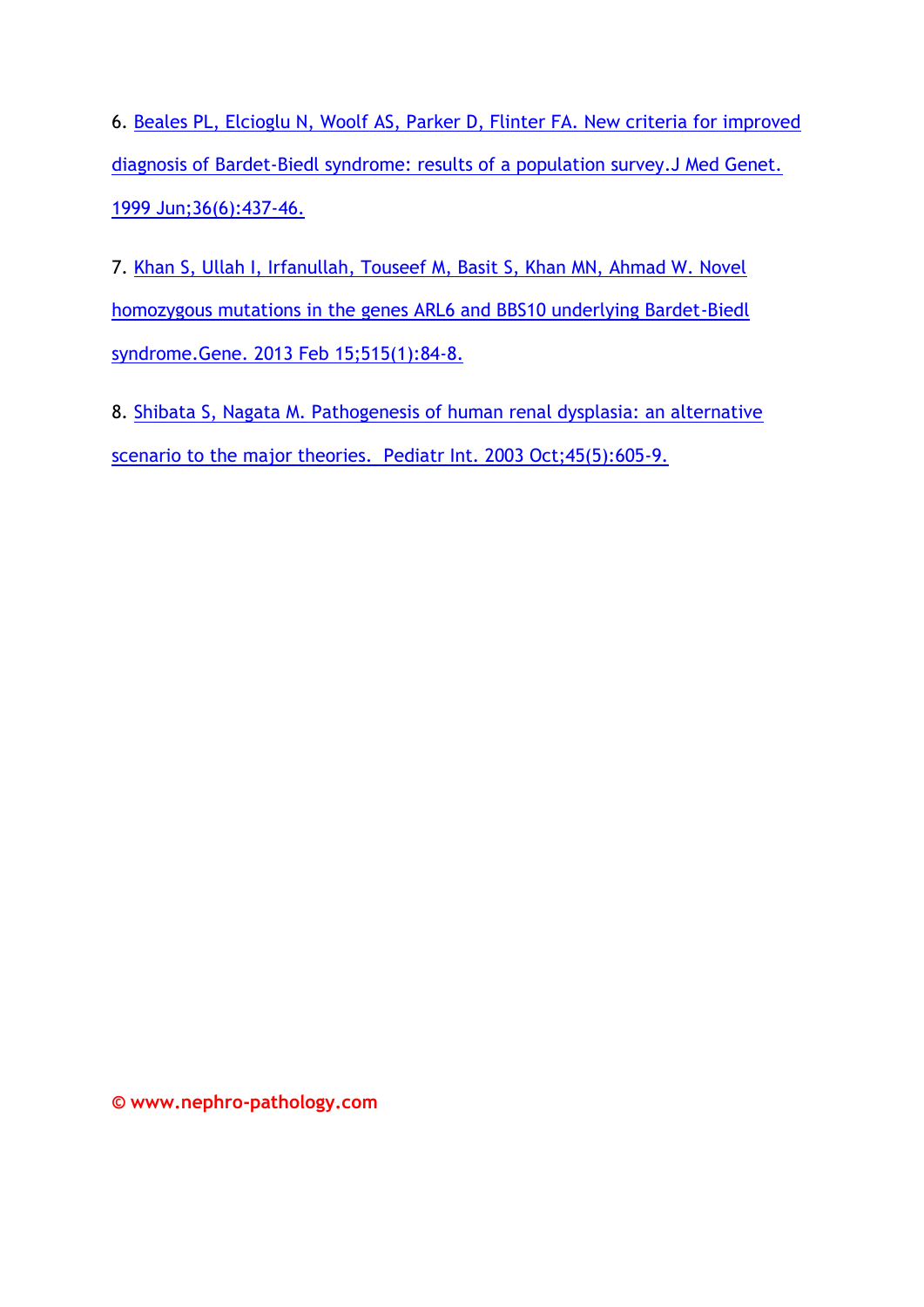6. Beales PL, Elcioglu N, Woolf AS, Parker D, Flinter FA. New criteria for improved diagnosis of Bardet-Biedl syndrome: results of a population survey.J Med Genet. 1999 Jun;36(6):437-46.

7. Khan S, Ullah I, Irfanullah, Touseef M, Basit S, Khan MN, Ahmad W. Novel homozygous mutations in the genes ARL6 and BBS10 underlying Bardet-Biedl syndrome.Gene. 2013 Feb 15;515(1):84-8.

8. Shibata S, Nagata M. Pathogenesis of human renal dysplasia: an alternative scenario to the major theories. Pediatr Int. 2003 Oct;45(5):605-9.

**© www.nephro-pathology.com**